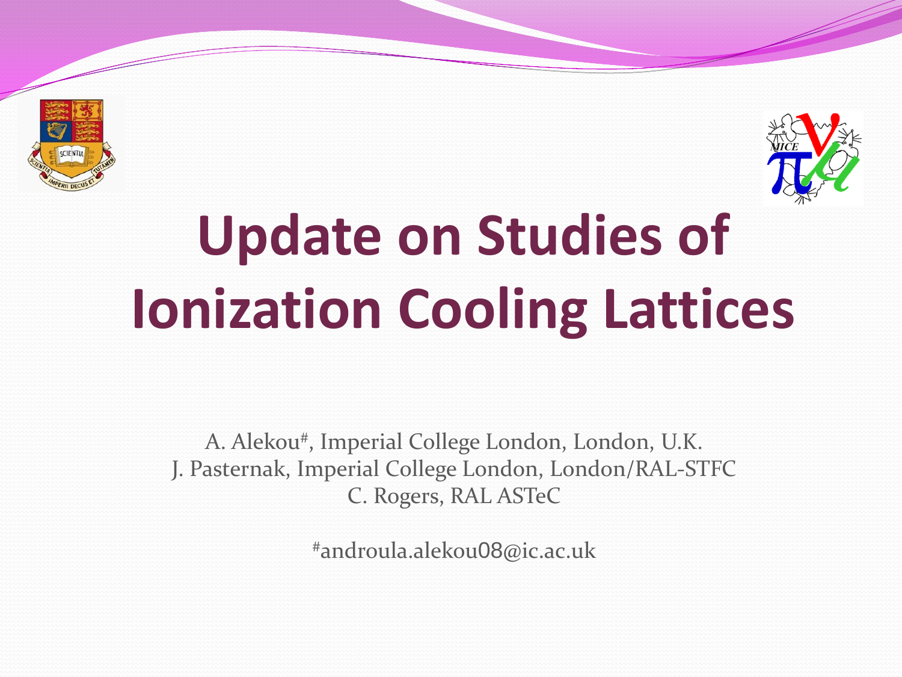# Update on Studies of Ionization Cooling Lattices

A. Alekou[#], Imperial College London, London, U.K.
J. Pasternak, Imperial College London, London/RAL-STFC
C. Rogers, RAL ASTeC

[#]androula.alekou08@ic.ac.uk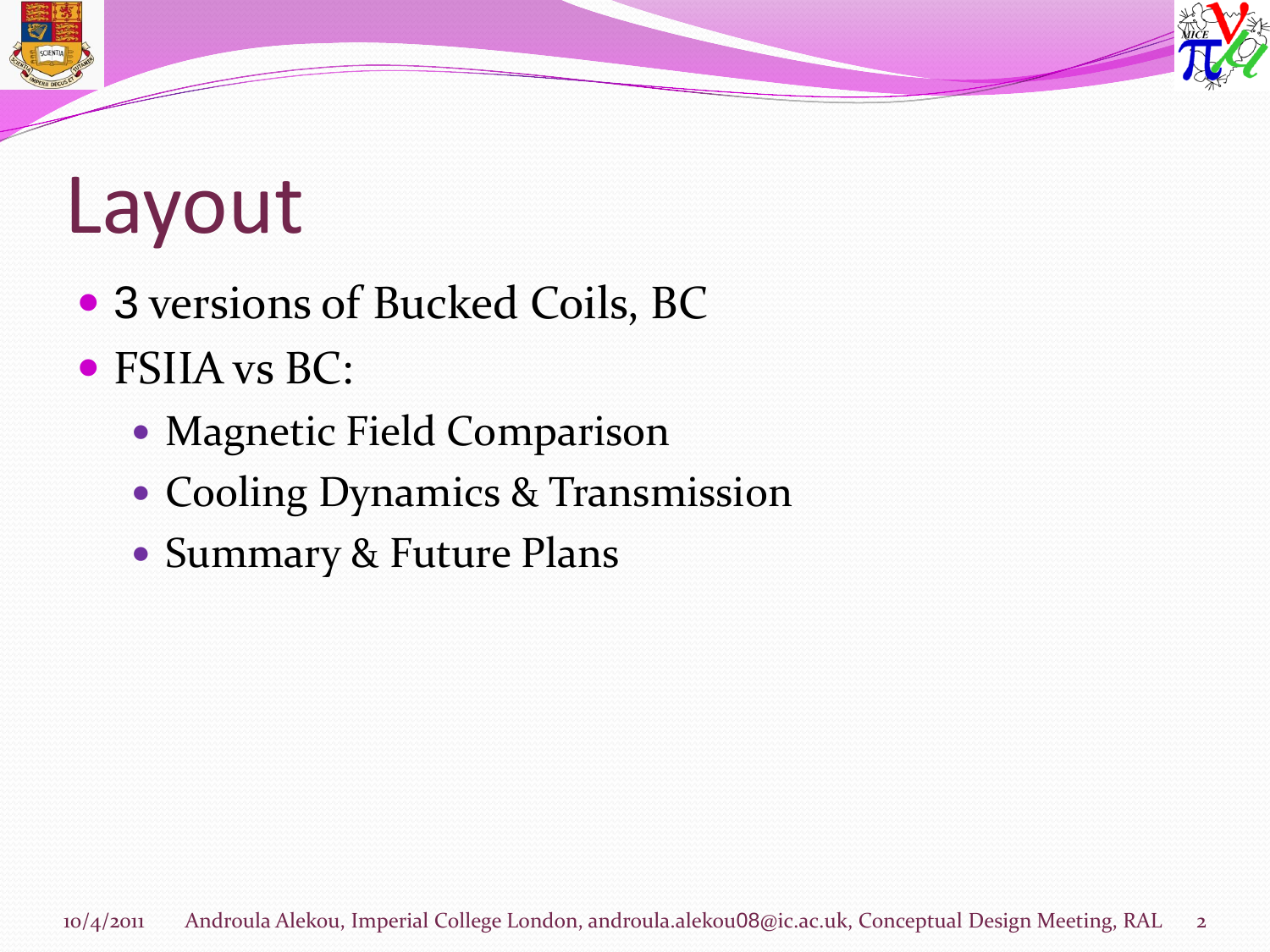# Layout

- 3 versions of Bucked Coils, BC
- FSIIA vs BC:
  - Magnetic Field Comparison
  - Cooling Dynamics & Transmission
  - Summary & Future Plans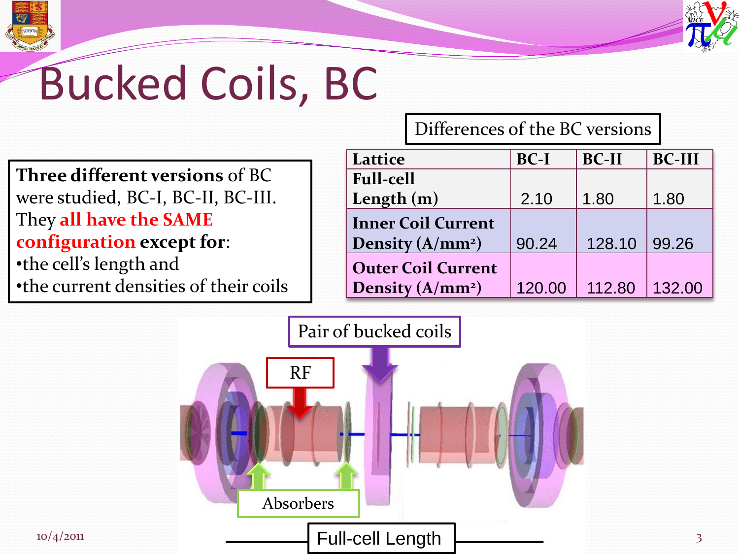# Bucked Coils, BC

**Three different versions** of BC were studied, BC-I, BC-II, BC-III. They **all have the SAME configuration except for**:

- the cell's length and
- the current densities of their coils

Differences of the BC versions

| Lattice | BC-I | BC-II | BC-III |
|---|---|---|---|
| Full-cell Length (m) | 2.10 | 1.80 | 1.80 |
| Inner Coil Current Density (A/mm²) | 90.24 | 128.10 | 99.26 |
| Outer Coil Current Density (A/mm²) | 120.00 | 112.80 | 132.00 |

Pair of bucked coils

RF

Absorbers

Full-cell Length

10/4/2011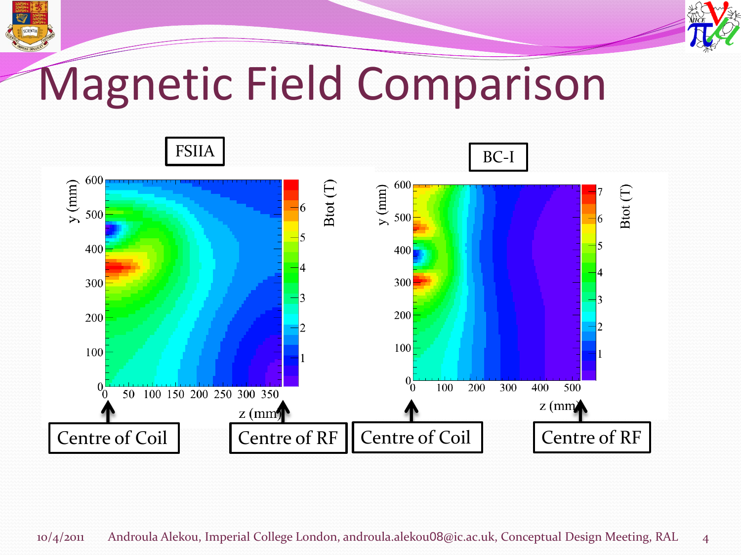# Magnetic Field Comparison

FSIIA

BC-I

Centre of Coil

Centre of RF

Centre of Coil

Centre of RF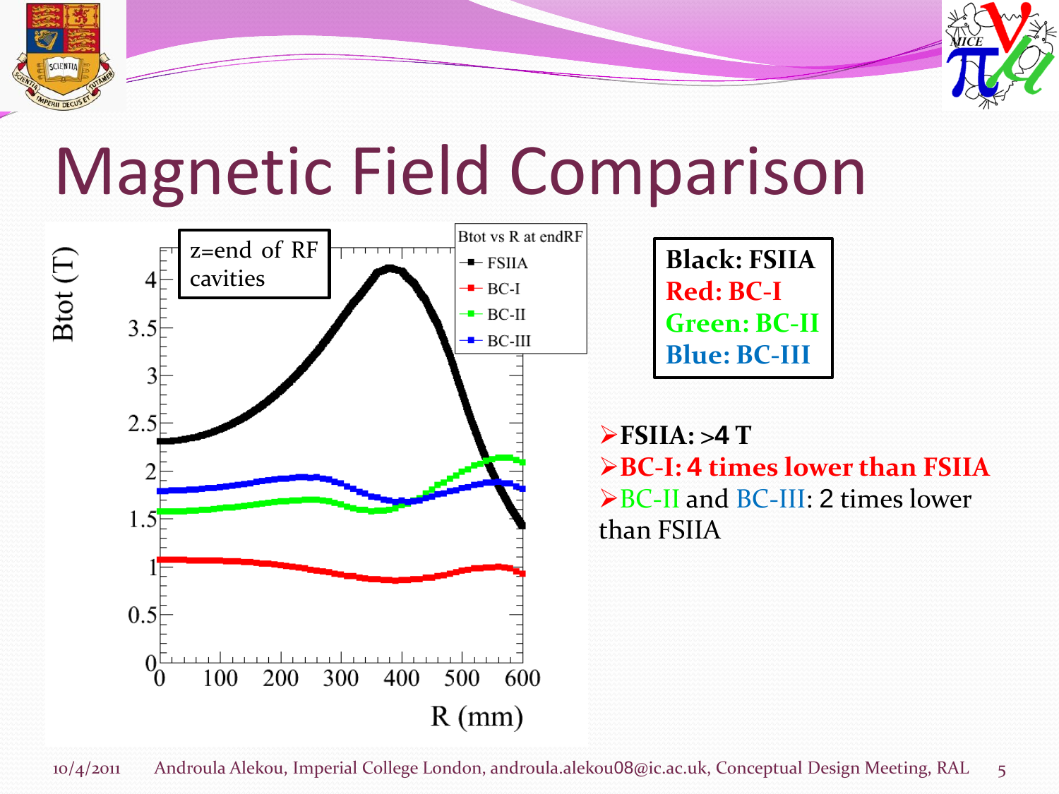# Magnetic Field Comparison

**Black: FSIIA**
**Red: BC-I**
**Green: BC-II**
**Blue: BC-III**

- **FSIIA: >4 T**
- **BC-I: 4 times lower than FSIIA**
- BC-II and BC-III: 2 times lower than FSIIA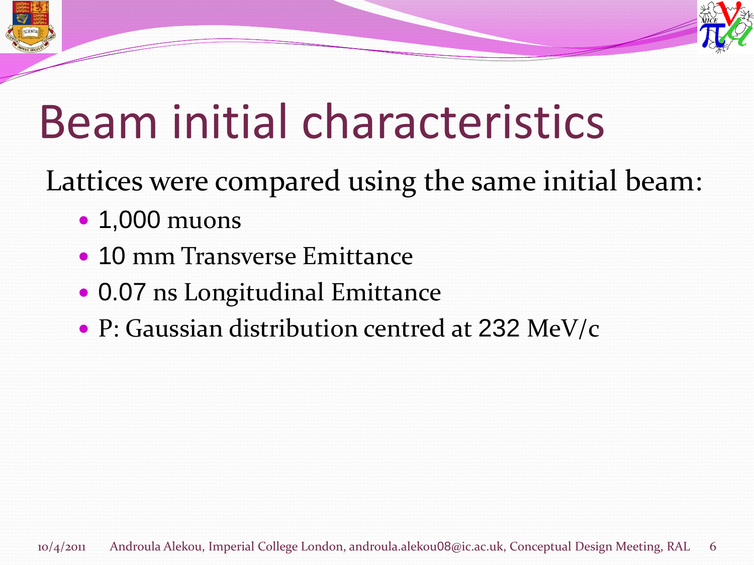# Beam initial characteristics

Lattices were compared using the same initial beam:

- 1,000 muons
- 10 mm Transverse Emittance
- 0.07 ns Longitudinal Emittance
- P: Gaussian distribution centred at 232 MeV/c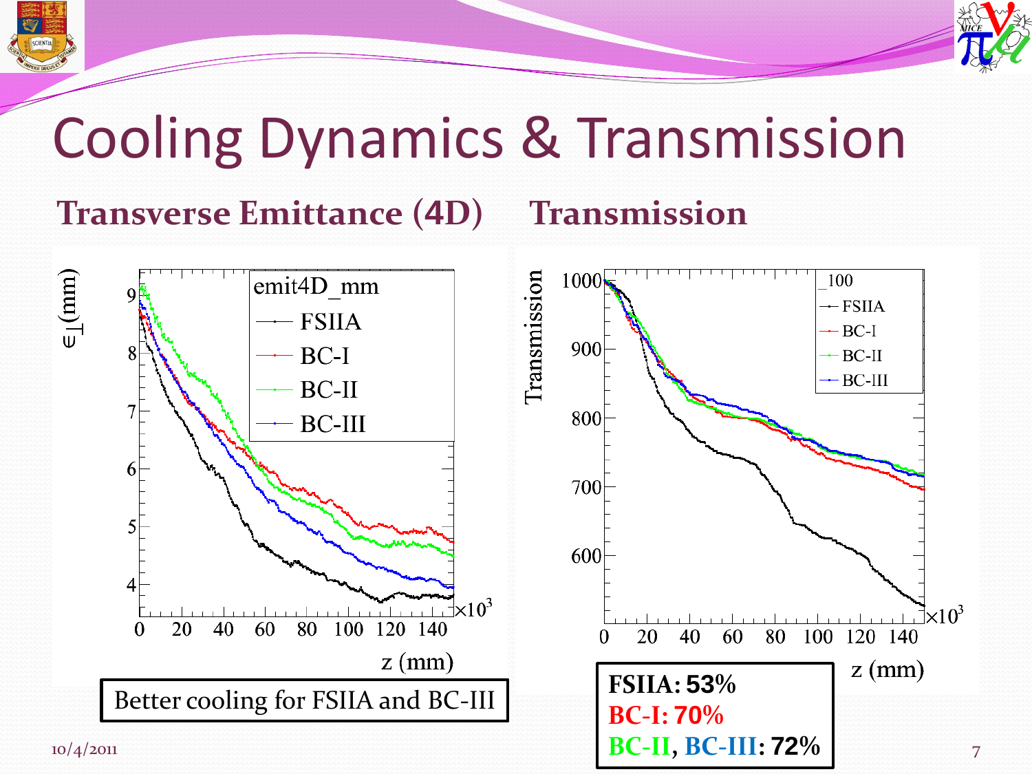# Cooling Dynamics & Transmission

## Transverse Emittance (4D)

Better cooling for FSIIA and BC-III

## Transmission

**FSIIA: 53%**
**BC-I: 70%**
**BC-II, BC-III: 72%**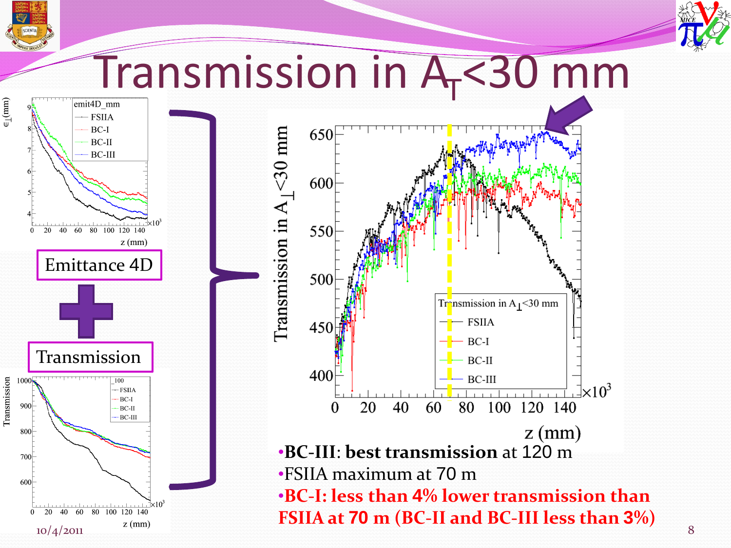# Transmission in $A_T$<30 mm

Emittance 4D

Transmission

- **BC-III**: **best transmission** at 120 m
- FSIIA maximum at 70 m
- **BC-I: less than 4% lower transmission than FSIIA at 70 m (BC-II and BC-III less than 3%)**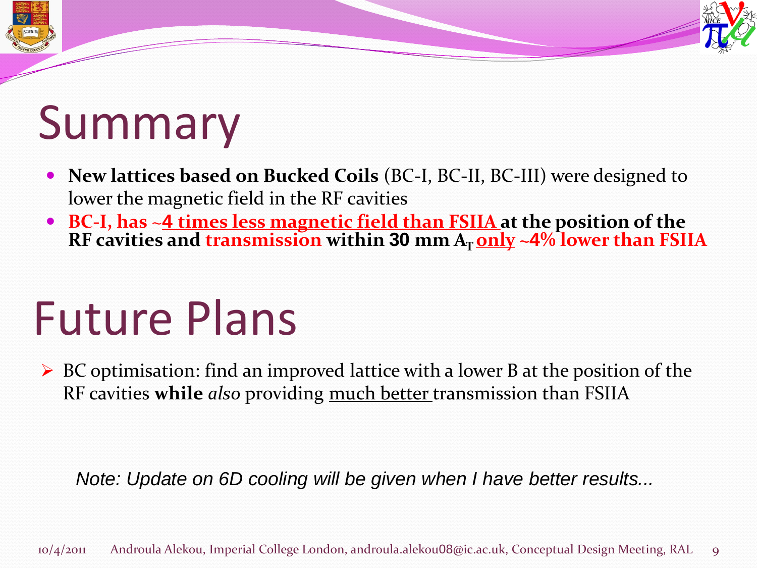# Summary

- **New lattices based on Bucked Coils** (BC-I, BC-II, BC-III) were designed to lower the magnetic field in the RF cavities
- **BC-I, has ~4 times less magnetic field than FSIIA at the position of the RF cavities and transmission within 30 mm $A_T$ only ~4% lower than FSIIA**

# Future Plans

- BC optimisation: find an improved lattice with a lower B at the position of the RF cavities **while** *also* providing much better transmission than FSIIA

*Note: Update on 6D cooling will be given when I have better results...*